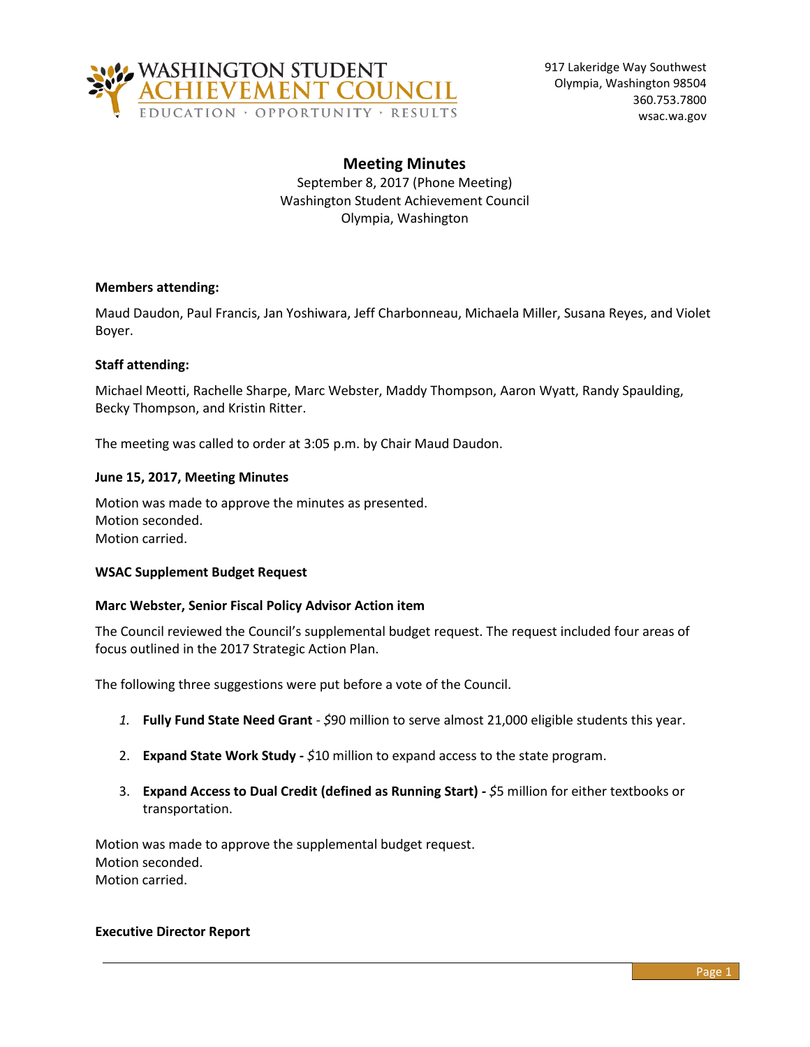WASHINGTON STUDENT ACHIEVEMENT COUNCIL
EDUCATION · OPPORTUNITY · RESULTS

917 Lakeridge Way Southwest
Olympia, Washington 98504
360.753.7800
wsac.wa.gov

# Meeting Minutes

September 8, 2017 (Phone Meeting)
Washington Student Achievement Council
Olympia, Washington

**Members attending:**

Maud Daudon, Paul Francis, Jan Yoshiwara, Jeff Charbonneau, Michaela Miller, Susana Reyes, and Violet Boyer.

**Staff attending:**

Michael Meotti, Rachelle Sharpe, Marc Webster, Maddy Thompson, Aaron Wyatt, Randy Spaulding, Becky Thompson, and Kristin Ritter.

The meeting was called to order at 3:05 p.m. by Chair Maud Daudon.

**June 15, 2017, Meeting Minutes**

Motion was made to approve the minutes as presented.
Motion seconded.
Motion carried.

**WSAC Supplement Budget Request**

**Marc Webster, Senior Fiscal Policy Advisor Action item**

The Council reviewed the Council's supplemental budget request. The request included four areas of focus outlined in the 2017 Strategic Action Plan.

The following three suggestions were put before a vote of the Council.

1. **Fully Fund State Need Grant** - $90 million to serve almost 21,000 eligible students this year.
2. **Expand State Work Study -** $10 million to expand access to the state program.
3. **Expand Access to Dual Credit (defined as Running Start) -** $5 million for either textbooks or transportation.

Motion was made to approve the supplemental budget request.
Motion seconded.
Motion carried.

**Executive Director Report**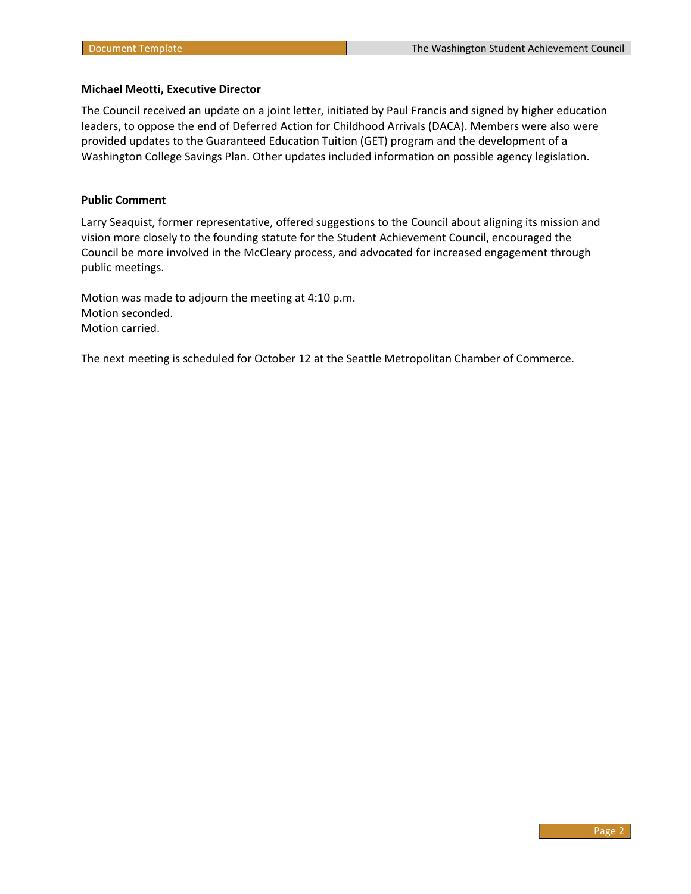**Michael Meotti, Executive Director**

The Council received an update on a joint letter, initiated by Paul Francis and signed by higher education leaders, to oppose the end of Deferred Action for Childhood Arrivals (DACA). Members were also were provided updates to the Guaranteed Education Tuition (GET) program and the development of a Washington College Savings Plan. Other updates included information on possible agency legislation.

**Public Comment**

Larry Seaquist, former representative, offered suggestions to the Council about aligning its mission and vision more closely to the founding statute for the Student Achievement Council, encouraged the Council be more involved in the McCleary process, and advocated for increased engagement through public meetings.

Motion was made to adjourn the meeting at 4:10 p.m.
Motion seconded.
Motion carried.

The next meeting is scheduled for October 12 at the Seattle Metropolitan Chamber of Commerce.